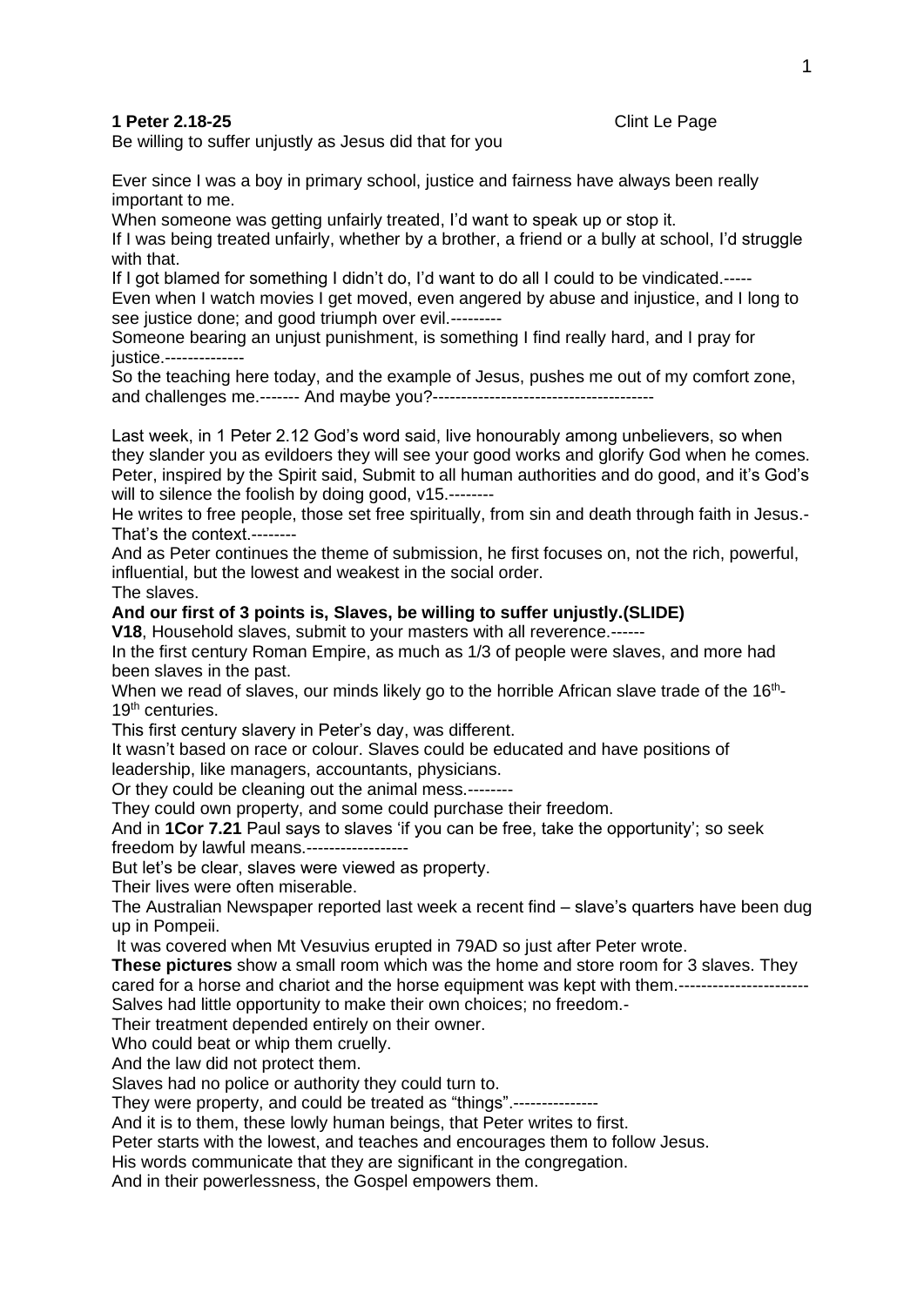**1 Peter 2.18-25** Clint Le Page

Be willing to suffer unjustly as Jesus did that for you

Ever since I was a boy in primary school, justice and fairness have always been really important to me.
When someone was getting unfairly treated, I'd want to speak up or stop it.
If I was being treated unfairly, whether by a brother, a friend or a bully at school, I'd struggle with that.
If I got blamed for something I didn't do, I'd want to do all I could to be vindicated.-----
Even when I watch movies I get moved, even angered by abuse and injustice, and I long to see justice done; and good triumph over evil.---------
Someone bearing an unjust punishment, is something I find really hard, and I pray for justice.--------------
So the teaching here today, and the example of Jesus, pushes me out of my comfort zone, and challenges me.------- And maybe you?---------------------------------------

Last week, in 1 Peter 2.12 God's word said, live honourably among unbelievers, so when they slander you as evildoers they will see your good works and glorify God when he comes.
Peter, inspired by the Spirit said, Submit to all human authorities and do good, and it's God's will to silence the foolish by doing good, v15.--------
He writes to free people, those set free spiritually, from sin and death through faith in Jesus.- That's the context.--------
And as Peter continues the theme of submission, he first focuses on, not the rich, powerful, influential, but the lowest and weakest in the social order.
The slaves.

**And our first of 3 points is, Slaves, be willing to suffer unjustly.(SLIDE)**

**V18**, Household slaves, submit to your masters with all reverence.------
In the first century Roman Empire, as much as 1/3 of people were slaves, and more had been slaves in the past.
When we read of slaves, our minds likely go to the horrible African slave trade of the 16th-19th centuries.
This first century slavery in Peter's day, was different.
It wasn't based on race or colour. Slaves could be educated and have positions of leadership, like managers, accountants, physicians.
Or they could be cleaning out the animal mess.--------
They could own property, and some could purchase their freedom.
And in **1Cor 7.21** Paul says to slaves 'if you can be free, take the opportunity'; so seek freedom by lawful means.------------------
But let's be clear, slaves were viewed as property.
Their lives were often miserable.
The Australian Newspaper reported last week a recent find – slave's quarters have been dug up in Pompeii.
It was covered when Mt Vesuvius erupted in 79AD so just after Peter wrote.
**These pictures** show a small room which was the home and store room for 3 slaves. They cared for a horse and chariot and the horse equipment was kept with them.-----------------------
Salves had little opportunity to make their own choices; no freedom.-
Their treatment depended entirely on their owner.
Who could beat or whip them cruelly.
And the law did not protect them.
Slaves had no police or authority they could turn to.
They were property, and could be treated as "things".---------------
And it is to them, these lowly human beings, that Peter writes to first.
Peter starts with the lowest, and teaches and encourages them to follow Jesus.
His words communicate that they are significant in the congregation.
And in their powerlessness, the Gospel empowers them.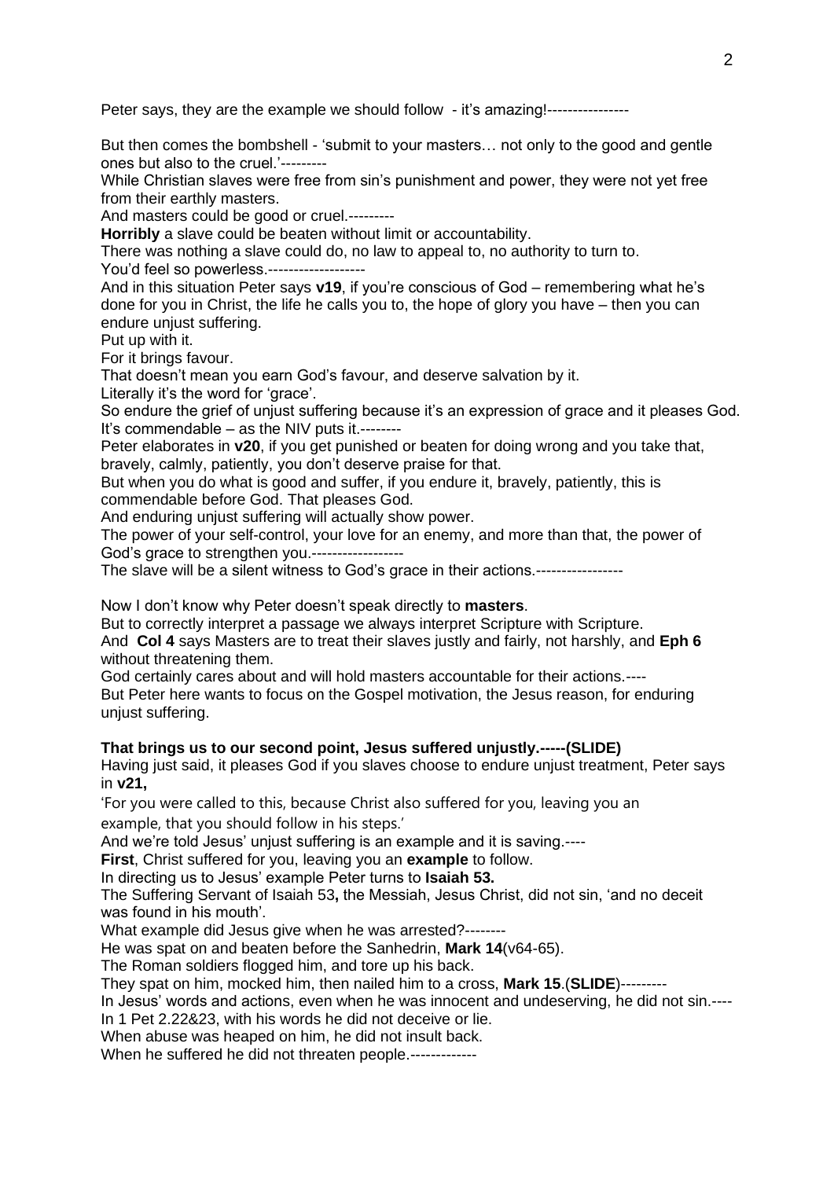Peter says, they are the example we should follow - it's amazing!----------------

But then comes the bombshell - 'submit to your masters… not only to the good and gentle ones but also to the cruel.'---------

While Christian slaves were free from sin's punishment and power, they were not yet free from their earthly masters.

And masters could be good or cruel.---------

**Horribly** a slave could be beaten without limit or accountability.

There was nothing a slave could do, no law to appeal to, no authority to turn to.

You'd feel so powerless.-------------------

And in this situation Peter says **v19**, if you're conscious of God – remembering what he's done for you in Christ, the life he calls you to, the hope of glory you have – then you can endure unjust suffering.

Put up with it.

For it brings favour.

That doesn't mean you earn God's favour, and deserve salvation by it.

Literally it's the word for 'grace'.

So endure the grief of unjust suffering because it's an expression of grace and it pleases God.

It's commendable – as the NIV puts it.--------

Peter elaborates in **v20**, if you get punished or beaten for doing wrong and you take that, bravely, calmly, patiently, you don't deserve praise for that.

But when you do what is good and suffer, if you endure it, bravely, patiently, this is commendable before God. That pleases God.

And enduring unjust suffering will actually show power.

The power of your self-control, your love for an enemy, and more than that, the power of God's grace to strengthen you.------------------

The slave will be a silent witness to God's grace in their actions.-----------------

Now I don't know why Peter doesn't speak directly to **masters**.

But to correctly interpret a passage we always interpret Scripture with Scripture.

And **Col 4** says Masters are to treat their slaves justly and fairly, not harshly, and **Eph 6** without threatening them.

God certainly cares about and will hold masters accountable for their actions.----

But Peter here wants to focus on the Gospel motivation, the Jesus reason, for enduring unjust suffering.

**That brings us to our second point, Jesus suffered unjustly.-----(SLIDE)**

Having just said, it pleases God if you slaves choose to endure unjust treatment, Peter says in **v21,**

'For you were called to this, because Christ also suffered for you, leaving you an example, that you should follow in his steps.'

And we're told Jesus' unjust suffering is an example and it is saving.----

**First**, Christ suffered for you, leaving you an **example** to follow.

In directing us to Jesus' example Peter turns to **Isaiah 53.**

The Suffering Servant of Isaiah 53**,** the Messiah, Jesus Christ, did not sin, 'and no deceit was found in his mouth'.

What example did Jesus give when he was arrested?--------

He was spat on and beaten before the Sanhedrin, **Mark 14**(v64-65).

The Roman soldiers flogged him, and tore up his back.

They spat on him, mocked him, then nailed him to a cross, **Mark 15**.(**SLIDE**)---------

In Jesus' words and actions, even when he was innocent and undeserving, he did not sin.----

In 1 Pet 2.22&23, with his words he did not deceive or lie.

When abuse was heaped on him, he did not insult back.

When he suffered he did not threaten people.-------------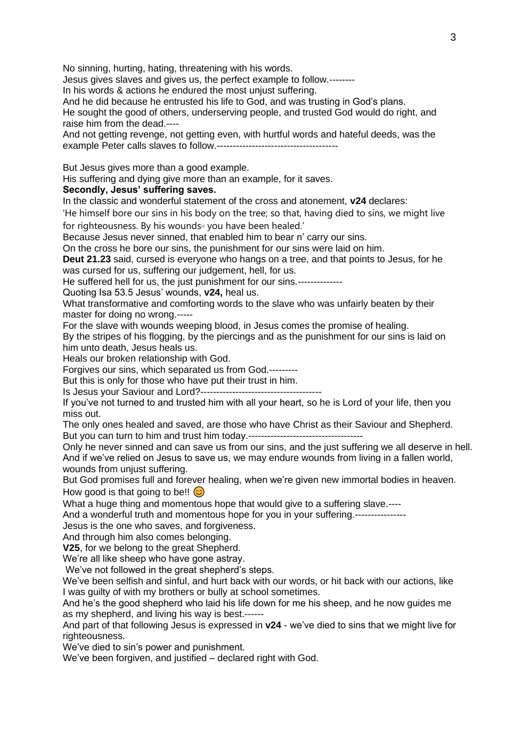No sinning, hurting, hating, threatening with his words.
Jesus gives slaves and gives us, the perfect example to follow.--------
In his words & actions he endured the most unjust suffering.
And he did because he entrusted his life to God, and was trusting in God's plans.
He sought the good of others, underserving people, and trusted God would do right, and raise him from the dead.----
And not getting revenge, not getting even, with hurtful words and hateful deeds, was the example Peter calls slaves to follow.--------------------------------------

But Jesus gives more than a good example.
His suffering and dying give more than an example, for it saves.
**Secondly, Jesus' suffering saves.**
In the classic and wonderful statement of the cross and atonement, **v24** declares:
'He himself bore our sins in his body on the tree; so that, having died to sins, we might live for righteousness. By his wounds[a] you have been healed.'
Because Jesus never sinned, that enabled him to bear n' carry our sins.
On the cross he bore our sins, the punishment for our sins were laid on him.
**Deut 21.23** said, cursed is everyone who hangs on a tree, and that points to Jesus, for he was cursed for us, suffering our judgement, hell, for us.
He suffered hell for us, the just punishment for our sins.--------------
Quoting Isa 53.5 Jesus' wounds, **v24,** heal us.
What transformative and comforting words to the slave who was unfairly beaten by their master for doing no wrong.-----
For the slave with wounds weeping blood, in Jesus comes the promise of healing.
By the stripes of his flogging, by the piercings and as the punishment for our sins is laid on him unto death, Jesus heals us.
Heals our broken relationship with God.
Forgives our sins, which separated us from God.---------
But this is only for those who have put their trust in him.
Is Jesus your Saviour and Lord?--------------------------------------
If you've not turned to and trusted him with all your heart, so he is Lord of your life, then you miss out.
The only ones healed and saved, are those who have Christ as their Saviour and Shepherd.
But you can turn to him and trust him today.------------------------------------
Only he never sinned and can save us from our sins, and the just suffering we all deserve in hell.
And if we've relied on Jesus to save us, we may endure wounds from living in a fallen world, wounds from unjust suffering.
But God promises full and forever healing, when we're given new immortal bodies in heaven.
How good is that going to be!! 😊
What a huge thing and momentous hope that would give to a suffering slave.----
And a wonderful truth and momentous hope for you in your suffering.----------------
Jesus is the one who saves, and forgiveness.
And through him also comes belonging.
**V25**, for we belong to the great Shepherd.
We're all like sheep who have gone astray.
We've not followed in the great shepherd's steps.
We've been selfish and sinful, and hurt back with our words, or hit back with our actions, like I was guilty of with my brothers or bully at school sometimes.
And he's the good shepherd who laid his life down for me his sheep, and he now guides me as my shepherd, and living his way is best.------
And part of that following Jesus is expressed in **v24** - we've died to sins that we might live for righteousness.
We've died to sin's power and punishment.
We've been forgiven, and justified – declared right with God.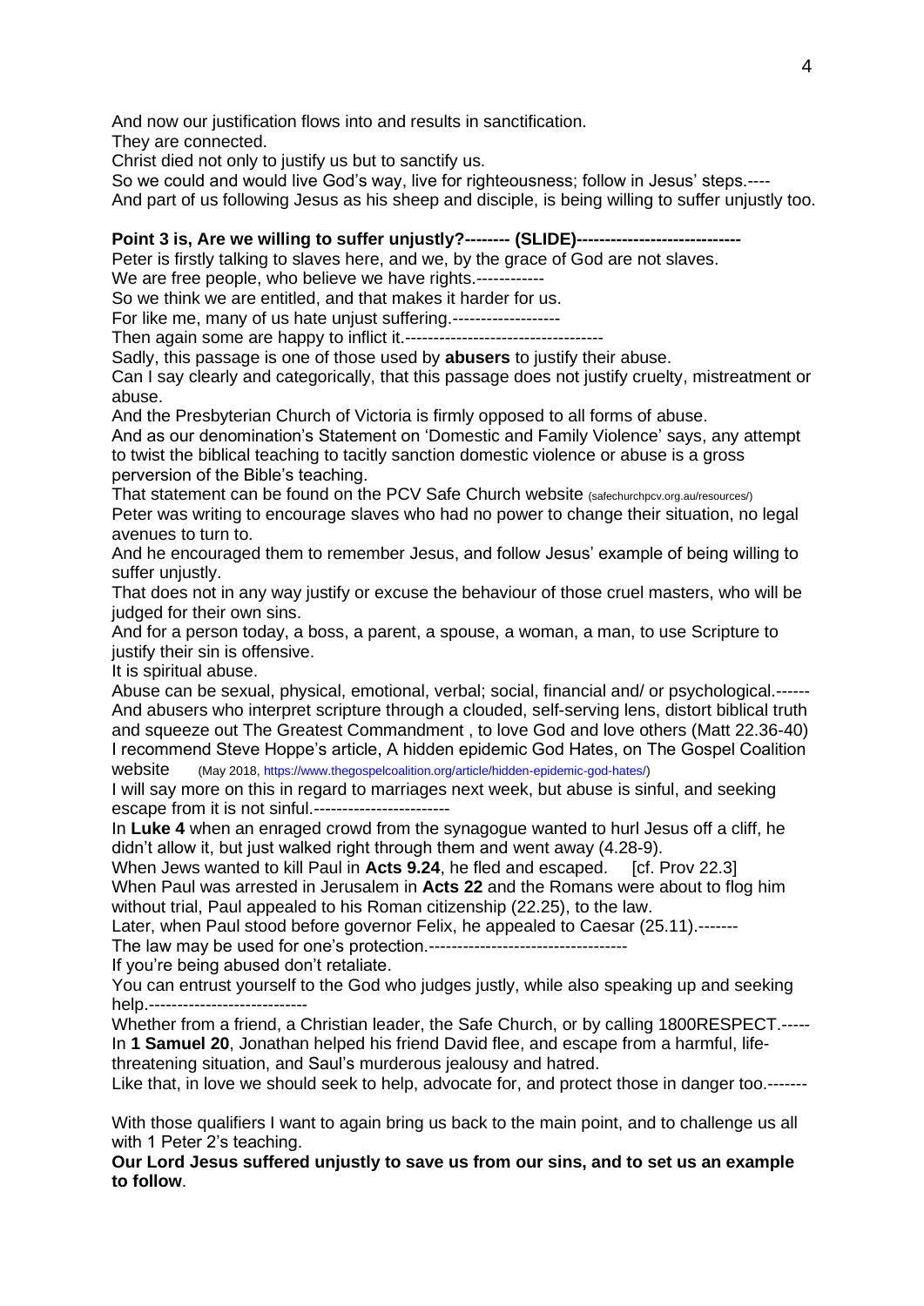And now our justification flows into and results in sanctification.
They are connected.
Christ died not only to justify us but to sanctify us.
So we could and would live God's way, live for righteousness; follow in Jesus' steps.----
And part of us following Jesus as his sheep and disciple, is being willing to suffer unjustly too.

**Point 3 is, Are we willing to suffer unjustly?-------- (SLIDE)-----------------------------**

Peter is firstly talking to slaves here, and we, by the grace of God are not slaves.
We are free people, who believe we have rights.------------
So we think we are entitled, and that makes it harder for us.
For like me, many of us hate unjust suffering.-------------------
Then again some are happy to inflict it.-----------------------------------
Sadly, this passage is one of those used by **abusers** to justify their abuse.
Can I say clearly and categorically, that this passage does not justify cruelty, mistreatment or abuse.
And the Presbyterian Church of Victoria is firmly opposed to all forms of abuse.
And as our denomination's Statement on 'Domestic and Family Violence' says, any attempt to twist the biblical teaching to tacitly sanction domestic violence or abuse is a gross perversion of the Bible's teaching.
That statement can be found on the PCV Safe Church website (safechurchpcv.org.au/resources/)
Peter was writing to encourage slaves who had no power to change their situation, no legal avenues to turn to.
And he encouraged them to remember Jesus, and follow Jesus' example of being willing to suffer unjustly.
That does not in any way justify or excuse the behaviour of those cruel masters, who will be judged for their own sins.
And for a person today, a boss, a parent, a spouse, a woman, a man, to use Scripture to justify their sin is offensive.
It is spiritual abuse.
Abuse can be sexual, physical, emotional, verbal; social, financial and/ or psychological.------
And abusers who interpret scripture through a clouded, self-serving lens, distort biblical truth and squeeze out The Greatest Commandment , to love God and love others (Matt 22.36-40)
I recommend Steve Hoppe's article, A hidden epidemic God Hates, on The Gospel Coalition website (May 2018, https://www.thegospelcoalition.org/article/hidden-epidemic-god-hates/)
I will say more on this in regard to marriages next week, but abuse is sinful, and seeking escape from it is not sinful.-----------------------
In **Luke 4** when an enraged crowd from the synagogue wanted to hurl Jesus off a cliff, he didn't allow it, but just walked right through them and went away (4.28-9).
When Jews wanted to kill Paul in **Acts 9.24**, he fled and escaped. [cf. Prov 22.3]
When Paul was arrested in Jerusalem in **Acts 22** and the Romans were about to flog him without trial, Paul appealed to his Roman citizenship (22.25), to the law.
Later, when Paul stood before governor Felix, he appealed to Caesar (25.11).-------
The law may be used for one's protection.----------------------------------
If you're being abused don't retaliate.
You can entrust yourself to the God who judges justly, while also speaking up and seeking help.---------------------------
Whether from a friend, a Christian leader, the Safe Church, or by calling 1800RESPECT.-----
In **1 Samuel 20**, Jonathan helped his friend David flee, and escape from a harmful, life-threatening situation, and Saul's murderous jealousy and hatred.
Like that, in love we should seek to help, advocate for, and protect those in danger too.-------

With those qualifiers I want to again bring us back to the main point, and to challenge us all with 1 Peter 2's teaching.
**Our Lord Jesus suffered unjustly to save us from our sins, and to set us an example to follow**.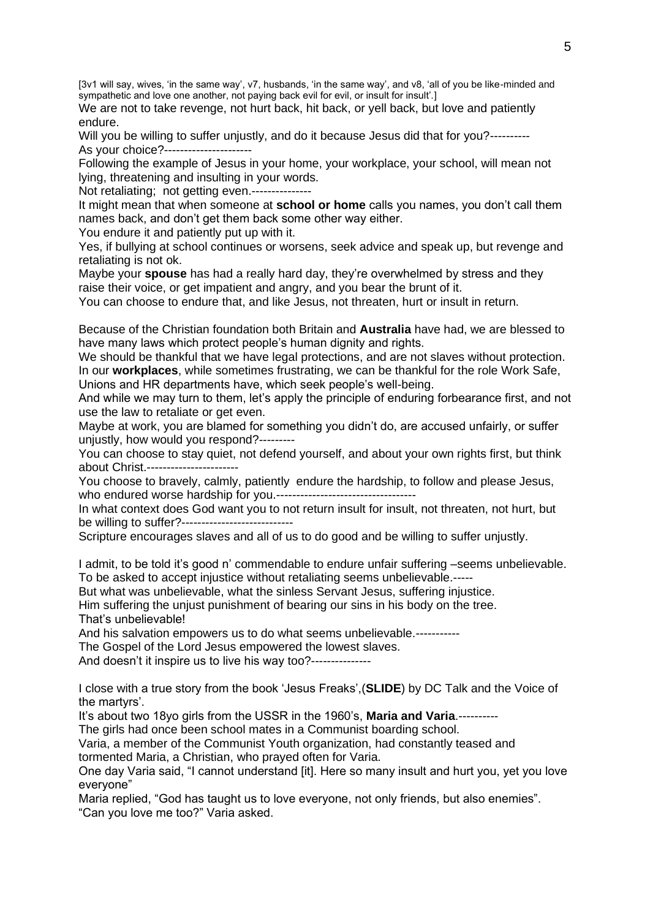[3v1 will say, wives, 'in the same way', v7, husbands, 'in the same way', and v8, 'all of you be like-minded and sympathetic and love one another, not paying back evil for evil, or insult for insult'.]

We are not to take revenge, not hurt back, hit back, or yell back, but love and patiently endure.

Will you be willing to suffer unjustly, and do it because Jesus did that for you?----------

As your choice?---------------------

Following the example of Jesus in your home, your workplace, your school, will mean not lying, threatening and insulting in your words.

Not retaliating; not getting even.---------------

It might mean that when someone at **school or home** calls you names, you don't call them names back, and don't get them back some other way either.

You endure it and patiently put up with it.

Yes, if bullying at school continues or worsens, seek advice and speak up, but revenge and retaliating is not ok.

Maybe your **spouse** has had a really hard day, they're overwhelmed by stress and they raise their voice, or get impatient and angry, and you bear the brunt of it.

You can choose to endure that, and like Jesus, not threaten, hurt or insult in return.

Because of the Christian foundation both Britain and **Australia** have had, we are blessed to have many laws which protect people's human dignity and rights.

We should be thankful that we have legal protections, and are not slaves without protection.

In our **workplaces**, while sometimes frustrating, we can be thankful for the role Work Safe, Unions and HR departments have, which seek people's well-being.

And while we may turn to them, let's apply the principle of enduring forbearance first, and not use the law to retaliate or get even.

Maybe at work, you are blamed for something you didn't do, are accused unfairly, or suffer unjustly, how would you respond?---------

You can choose to stay quiet, not defend yourself, and about your own rights first, but think about Christ.-----------------------

You choose to bravely, calmly, patiently endure the hardship, to follow and please Jesus, who endured worse hardship for you.-----------------------------------

In what context does God want you to not return insult for insult, not threaten, not hurt, but be willing to suffer?----------------------------

Scripture encourages slaves and all of us to do good and be willing to suffer unjustly.

I admit, to be told it's good n' commendable to endure unfair suffering –seems unbelievable.

To be asked to accept injustice without retaliating seems unbelievable.-----

But what was unbelievable, what the sinless Servant Jesus, suffering injustice.

Him suffering the unjust punishment of bearing our sins in his body on the tree.

That's unbelievable!

And his salvation empowers us to do what seems unbelievable.-----------

The Gospel of the Lord Jesus empowered the lowest slaves.

And doesn't it inspire us to live his way too?---------------

I close with a true story from the book 'Jesus Freaks',(**SLIDE**) by DC Talk and the Voice of the martyrs'.

It's about two 18yo girls from the USSR in the 1960's, **Maria and Varia**.----------

The girls had once been school mates in a Communist boarding school.

Varia, a member of the Communist Youth organization, had constantly teased and tormented Maria, a Christian, who prayed often for Varia.

One day Varia said, "I cannot understand [it]. Here so many insult and hurt you, yet you love everyone"

Maria replied, "God has taught us to love everyone, not only friends, but also enemies".

"Can you love me too?" Varia asked.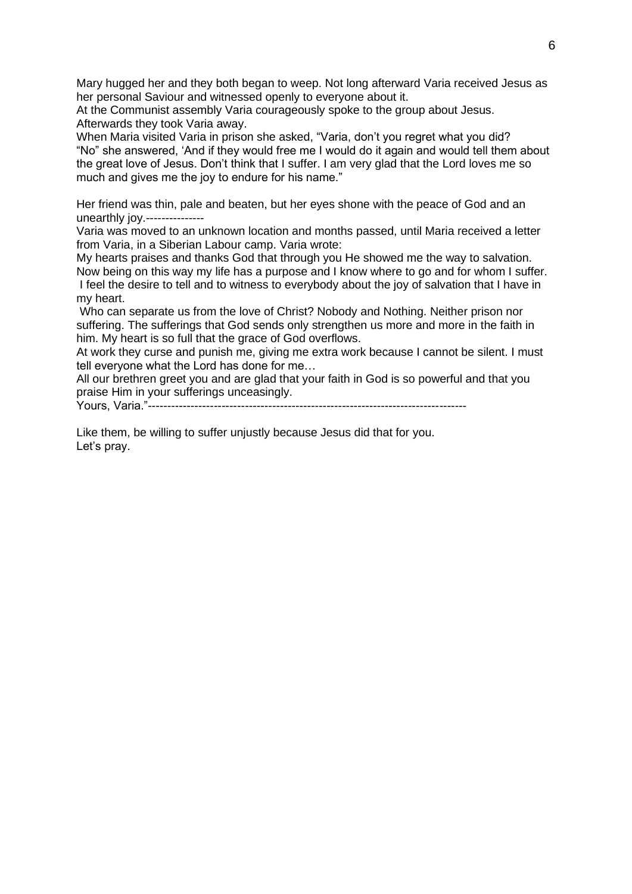Mary hugged her and they both began to weep. Not long afterward Varia received Jesus as her personal Saviour and witnessed openly to everyone about it.
At the Communist assembly Varia courageously spoke to the group about Jesus. Afterwards they took Varia away.
When Maria visited Varia in prison she asked, “Varia, don’t you regret what you did?
“No” she answered, ‘And if they would free me I would do it again and would tell them about the great love of Jesus. Don’t think that I suffer. I am very glad that the Lord loves me so much and gives me the joy to endure for his name.”

Her friend was thin, pale and beaten, but her eyes shone with the peace of God and an unearthly joy.---------------
Varia was moved to an unknown location and months passed, until Maria received a letter from Varia, in a Siberian Labour camp. Varia wrote:
My hearts praises and thanks God that through you He showed me the way to salvation. Now being on this way my life has a purpose and I know where to go and for whom I suffer.
I feel the desire to tell and to witness to everybody about the joy of salvation that I have in my heart.
Who can separate us from the love of Christ? Nobody and Nothing. Neither prison nor suffering. The sufferings that God sends only strengthen us more and more in the faith in him. My heart is so full that the grace of God overflows.
At work they curse and punish me, giving me extra work because I cannot be silent. I must tell everyone what the Lord has done for me…
All our brethren greet you and are glad that your faith in God is so powerful and that you praise Him in your sufferings unceasingly.
Yours, Varia.”----------------------------------------------------------------------------------

Like them, be willing to suffer unjustly because Jesus did that for you.
Let’s pray.